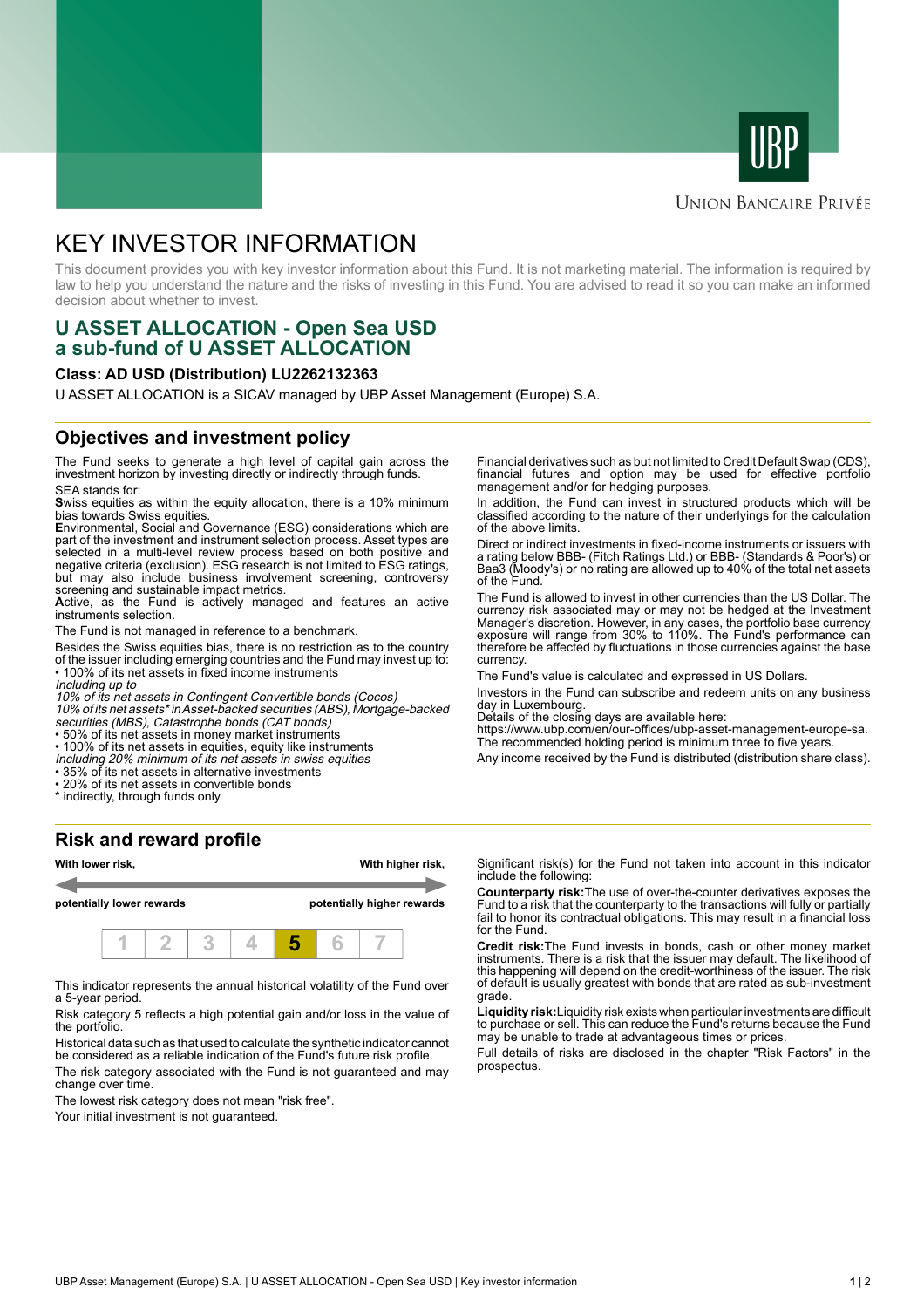UBP

Union Bancaire Privée

# KEY INVESTOR INFORMATION

This document provides you with key investor information about this Fund. It is not marketing material. The information is required by law to help you understand the nature and the risks of investing in this Fund. You are advised to read it so you can make an informed decision about whether to invest.

## U ASSET ALLOCATION - Open Sea USD a sub-fund of U ASSET ALLOCATION

### Class: AD USD (Distribution) LU2262132363

U ASSET ALLOCATION is a SICAV managed by UBP Asset Management (Europe) S.A.

## Objectives and investment policy

The Fund seeks to generate a high level of capital gain across the investment horizon by investing directly or indirectly through funds.

SEA stands for:

**S**wiss equities as within the equity allocation, there is a 10% minimum bias towards Swiss equities.

**E**nvironmental, Social and Governance (ESG) considerations which are part of the investment and instrument selection process. Asset types are selected in a multi-level review process based on both positive and negative criteria (exclusion). ESG research is not limited to ESG ratings, but may also include business involvement screening, controversy screening and sustainable impact metrics.

**A**ctive, as the Fund is actively managed and features an active instruments selection.

The Fund is not managed in reference to a benchmark.

Besides the Swiss equities bias, there is no restriction as to the country of the issuer including emerging countries and the Fund may invest up to:

- 100% of its net assets in fixed income instruments

*Including up to*

*10% of its net assets in Contingent Convertible bonds (Cocos)*

*10% of its net assets\* in Asset-backed securities (ABS), Mortgage-backed securities (MBS), Catastrophe bonds (CAT bonds)*

- 50% of its net assets in money market instruments
- 100% of its net assets in equities, equity like instruments

*Including 20% minimum of its net assets in swiss equities*

- 35% of its net assets in alternative investments
- 20% of its net assets in convertible bonds

\* indirectly, through funds only

Financial derivatives such as but not limited to Credit Default Swap (CDS), financial futures and option may be used for effective portfolio management and/or for hedging purposes.

In addition, the Fund can invest in structured products which will be classified according to the nature of their underlyings for the calculation of the above limits.

Direct or indirect investments in fixed-income instruments or issuers with a rating below BBB- (Fitch Ratings Ltd.) or BBB- (Standards & Poor's) or Baa3 (Moody's) or no rating are allowed up to 40% of the total net assets of the Fund.

The Fund is allowed to invest in other currencies than the US Dollar. The currency risk associated may or may not be hedged at the Investment Manager's discretion. However, in any cases, the portfolio base currency exposure will range from 30% to 110%. The Fund's performance can therefore be affected by fluctuations in those currencies against the base currency.

The Fund's value is calculated and expressed in US Dollars.

Investors in the Fund can subscribe and redeem units on any business day in Luxembourg.

Details of the closing days are available here:

https://www.ubp.com/en/our-offices/ubp-asset-management-europe-sa.

The recommended holding period is minimum three to five years.

Any income received by the Fund is distributed (distribution share class).

## Risk and reward profile

| With lower risk, | | | | | | With higher risk, |
|---|---|---|---|---|---|---|
| potentially lower rewards | | | | | | potentially higher rewards |
| 1 | 2 | 3 | 4 | **5** | 6 | 7 |

This indicator represents the annual historical volatility of the Fund over a 5-year period.

Risk category 5 reflects a high potential gain and/or loss in the value of the portfolio.

Historical data such as that used to calculate the synthetic indicator cannot be considered as a reliable indication of the Fund's future risk profile.

The risk category associated with the Fund is not guaranteed and may change over time.

The lowest risk category does not mean "risk free".

Your initial investment is not guaranteed.

Significant risk(s) for the Fund not taken into account in this indicator include the following:

**Counterparty risk:**The use of over-the-counter derivatives exposes the Fund to a risk that the counterparty to the transactions will fully or partially fail to honor its contractual obligations. This may result in a financial loss for the Fund.

**Credit risk:**The Fund invests in bonds, cash or other money market instruments. There is a risk that the issuer may default. The likelihood of this happening will depend on the credit-worthiness of the issuer. The risk of default is usually greatest with bonds that are rated as sub-investment grade.

**Liquidity risk:**Liquidity risk exists when particular investments are difficult to purchase or sell. This can reduce the Fund's returns because the Fund may be unable to trade at advantageous times or prices.

Full details of risks are disclosed in the chapter "Risk Factors" in the prospectus.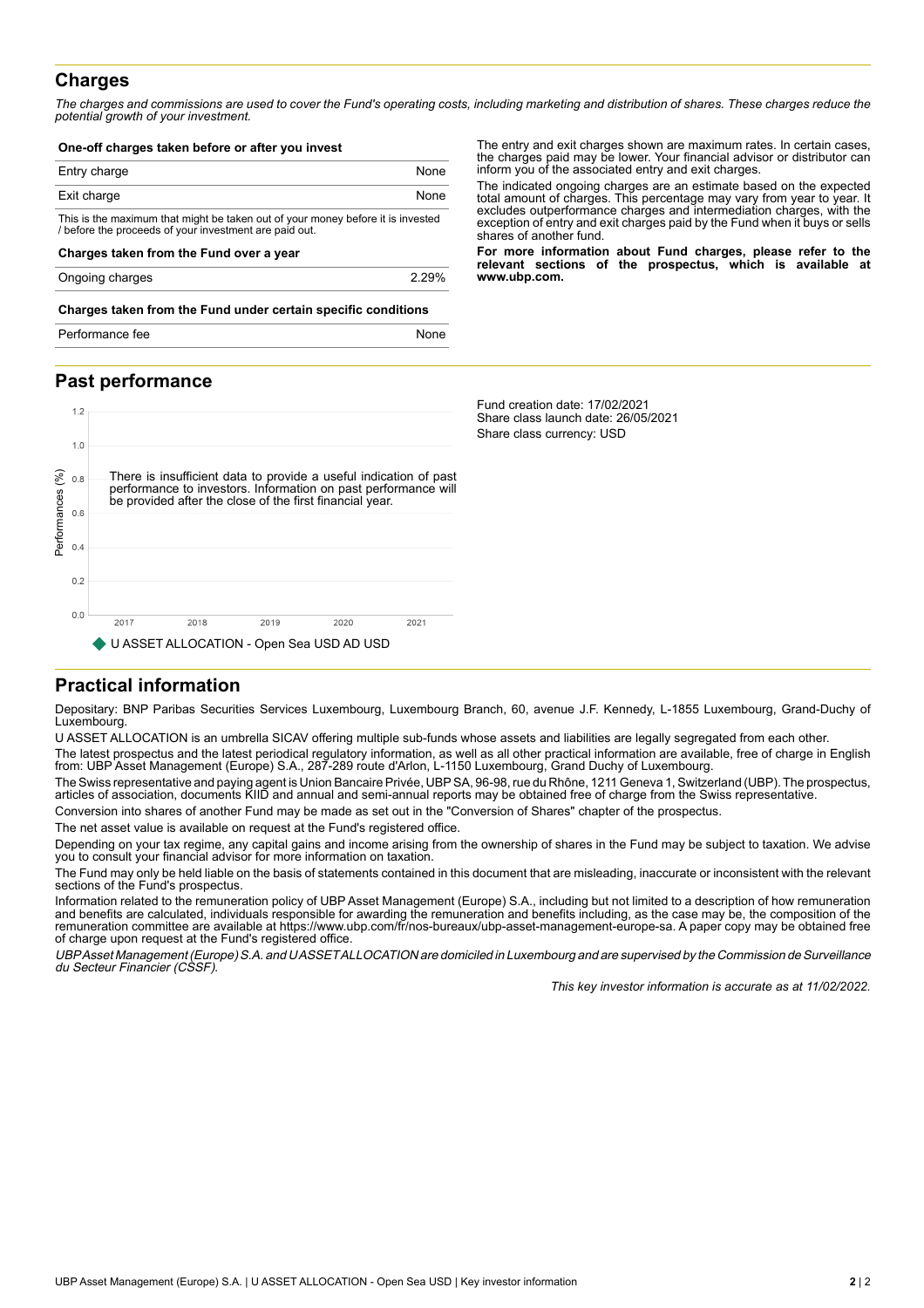## Charges

*The charges and commissions are used to cover the Fund's operating costs, including marketing and distribution of shares. These charges reduce the potential growth of your investment.*

| **One-off charges taken before or after you invest** | |
|---|---|
| Entry charge | None |
| Exit charge | None |

This is the maximum that might be taken out of your money before it is invested / before the proceeds of your investment are paid out.

| **Charges taken from the Fund over a year** | |
|---|---|
| Ongoing charges | 2.29% |

| **Charges taken from the Fund under certain specific conditions** | |
|---|---|
| Performance fee | None |

The entry and exit charges shown are maximum rates. In certain cases, the charges paid may be lower. Your financial advisor or distributor can inform you of the associated entry and exit charges.

The indicated ongoing charges are an estimate based on the expected total amount of charges. This percentage may vary from year to year. It excludes outperformance charges and intermediation charges, with the exception of entry and exit charges paid by the Fund when it buys or sells shares of another fund.

**For more information about Fund charges, please refer to the relevant sections of the prospectus, which is available at www.ubp.com.**

## Past performance

Performances (%)

1.2
1.0
0.8
0.6
0.4
0.2
0.0

2017 2018 2019 2020 2021

There is insufficient data to provide a useful indication of past performance to investors. Information on past performance will be provided after the close of the first financial year.

U ASSET ALLOCATION - Open Sea USD AD USD

Fund creation date: 17/02/2021
Share class launch date: 26/05/2021
Share class currency: USD

## Practical information

Depositary: BNP Paribas Securities Services Luxembourg, Luxembourg Branch, 60, avenue J.F. Kennedy, L-1855 Luxembourg, Grand-Duchy of Luxembourg.

U ASSET ALLOCATION is an umbrella SICAV offering multiple sub-funds whose assets and liabilities are legally segregated from each other.

The latest prospectus and the latest periodical regulatory information, as well as all other practical information are available, free of charge in English from: UBP Asset Management (Europe) S.A., 287-289 route d'Arlon, L-1150 Luxembourg, Grand Duchy of Luxembourg.

The Swiss representative and paying agent is Union Bancaire Privée, UBP SA, 96-98, rue du Rhône, 1211 Geneva 1, Switzerland (UBP). The prospectus, articles of association, documents KIID and annual and semi-annual reports may be obtained free of charge from the Swiss representative.

Conversion into shares of another Fund may be made as set out in the "Conversion of Shares" chapter of the prospectus.

The net asset value is available on request at the Fund's registered office.

Depending on your tax regime, any capital gains and income arising from the ownership of shares in the Fund may be subject to taxation. We advise you to consult your financial advisor for more information on taxation.

The Fund may only be held liable on the basis of statements contained in this document that are misleading, inaccurate or inconsistent with the relevant sections of the Fund's prospectus.

Information related to the remuneration policy of UBP Asset Management (Europe) S.A., including but not limited to a description of how remuneration and benefits are calculated, individuals responsible for awarding the remuneration and benefits including, as the case may be, the composition of the remuneration committee are available at https://www.ubp.com/fr/nos-bureaux/ubp-asset-management-europe-sa. A paper copy may be obtained free of charge upon request at the Fund's registered office.

*UBP Asset Management (Europe) S.A. and U ASSET ALLOCATION are domiciled in Luxembourg and are supervised by the Commission de Surveillance du Secteur Financier (CSSF).*

*This key investor information is accurate as at 11/02/2022.*